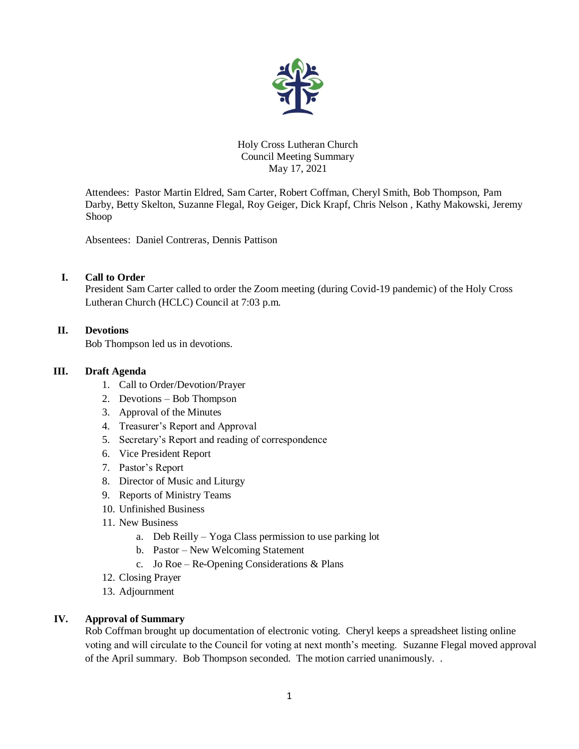Holy Cross Lutheran Church
Council Meeting Summary
May 17, 2021

Attendees: Pastor Martin Eldred, Sam Carter, Robert Coffman, Cheryl Smith, Bob Thompson, Pam Darby, Betty Skelton, Suzanne Flegal, Roy Geiger, Dick Krapf, Chris Nelson , Kathy Makowski, Jeremy Shoop

Absentees: Daniel Contreras, Dennis Pattison

## I. Call to Order

President Sam Carter called to order the Zoom meeting (during Covid-19 pandemic) of the Holy Cross Lutheran Church (HCLC) Council at 7:03 p.m.

## II. Devotions

Bob Thompson led us in devotions.

## III. Draft Agenda

1. Call to Order/Devotion/Prayer
2. Devotions – Bob Thompson
3. Approval of the Minutes
4. Treasurer's Report and Approval
5. Secretary's Report and reading of correspondence
6. Vice President Report
7. Pastor's Report
8. Director of Music and Liturgy
9. Reports of Ministry Teams
10. Unfinished Business
11. New Business
    a. Deb Reilly – Yoga Class permission to use parking lot
    b. Pastor – New Welcoming Statement
    c. Jo Roe – Re-Opening Considerations & Plans
12. Closing Prayer
13. Adjournment

## IV. Approval of Summary

Rob Coffman brought up documentation of electronic voting. Cheryl keeps a spreadsheet listing online voting and will circulate to the Council for voting at next month's meeting. Suzanne Flegal moved approval of the April summary. Bob Thompson seconded. The motion carried unanimously. .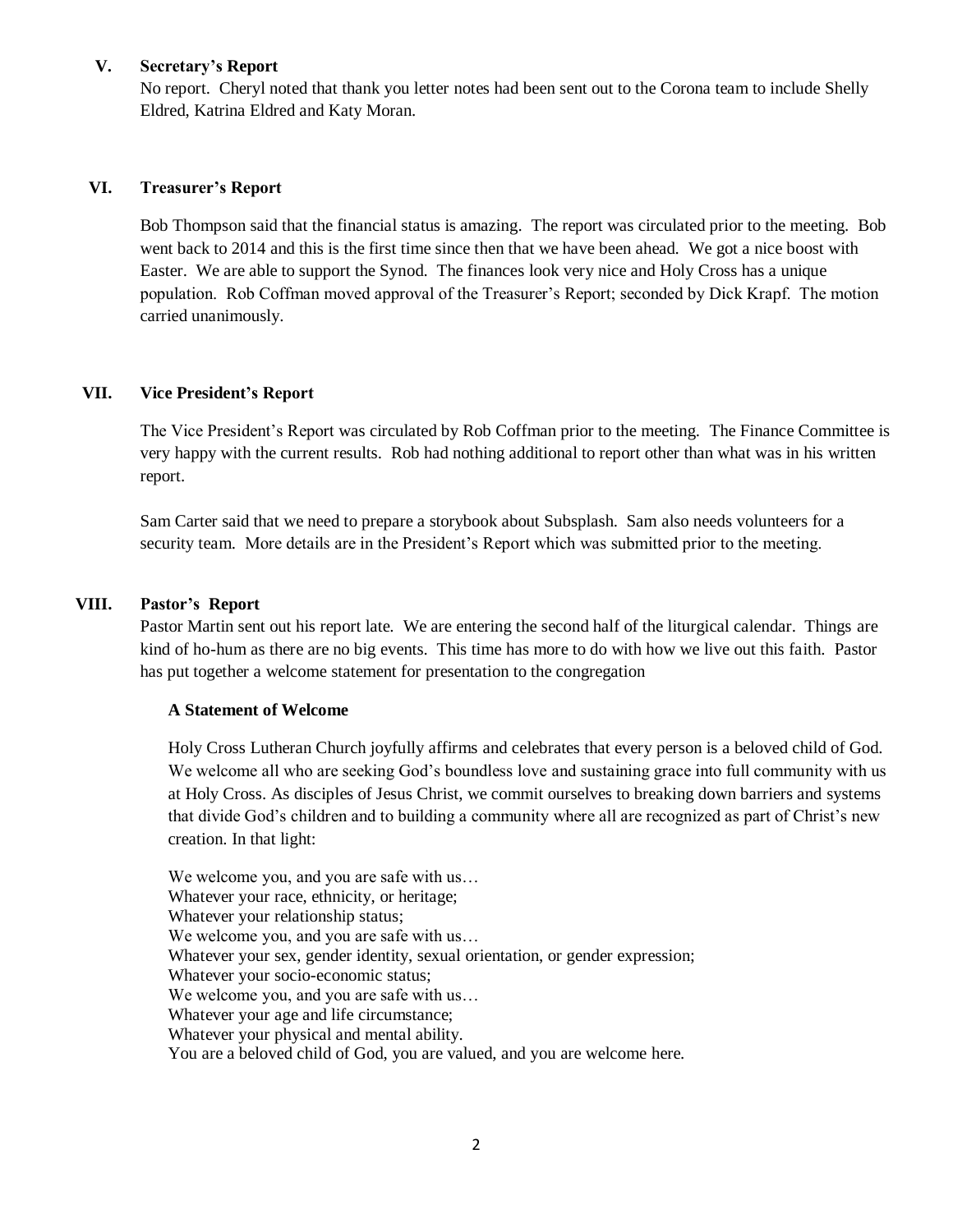## V. Secretary's Report

No report. Cheryl noted that thank you letter notes had been sent out to the Corona team to include Shelly Eldred, Katrina Eldred and Katy Moran.

## VI. Treasurer's Report

Bob Thompson said that the financial status is amazing. The report was circulated prior to the meeting. Bob went back to 2014 and this is the first time since then that we have been ahead. We got a nice boost with Easter. We are able to support the Synod. The finances look very nice and Holy Cross has a unique population. Rob Coffman moved approval of the Treasurer's Report; seconded by Dick Krapf. The motion carried unanimously.

## VII. Vice President's Report

The Vice President's Report was circulated by Rob Coffman prior to the meeting. The Finance Committee is very happy with the current results. Rob had nothing additional to report other than what was in his written report.

Sam Carter said that we need to prepare a storybook about Subsplash. Sam also needs volunteers for a security team. More details are in the President's Report which was submitted prior to the meeting.

## VIII. Pastor's Report

Pastor Martin sent out his report late. We are entering the second half of the liturgical calendar. Things are kind of ho-hum as there are no big events. This time has more to do with how we live out this faith. Pastor has put together a welcome statement for presentation to the congregation

### A Statement of Welcome

Holy Cross Lutheran Church joyfully affirms and celebrates that every person is a beloved child of God. We welcome all who are seeking God's boundless love and sustaining grace into full community with us at Holy Cross. As disciples of Jesus Christ, we commit ourselves to breaking down barriers and systems that divide God's children and to building a community where all are recognized as part of Christ's new creation. In that light:

We welcome you, and you are safe with us…
Whatever your race, ethnicity, or heritage;
Whatever your relationship status;
We welcome you, and you are safe with us…
Whatever your sex, gender identity, sexual orientation, or gender expression;
Whatever your socio-economic status;
We welcome you, and you are safe with us…
Whatever your age and life circumstance;
Whatever your physical and mental ability.
You are a beloved child of God, you are valued, and you are welcome here.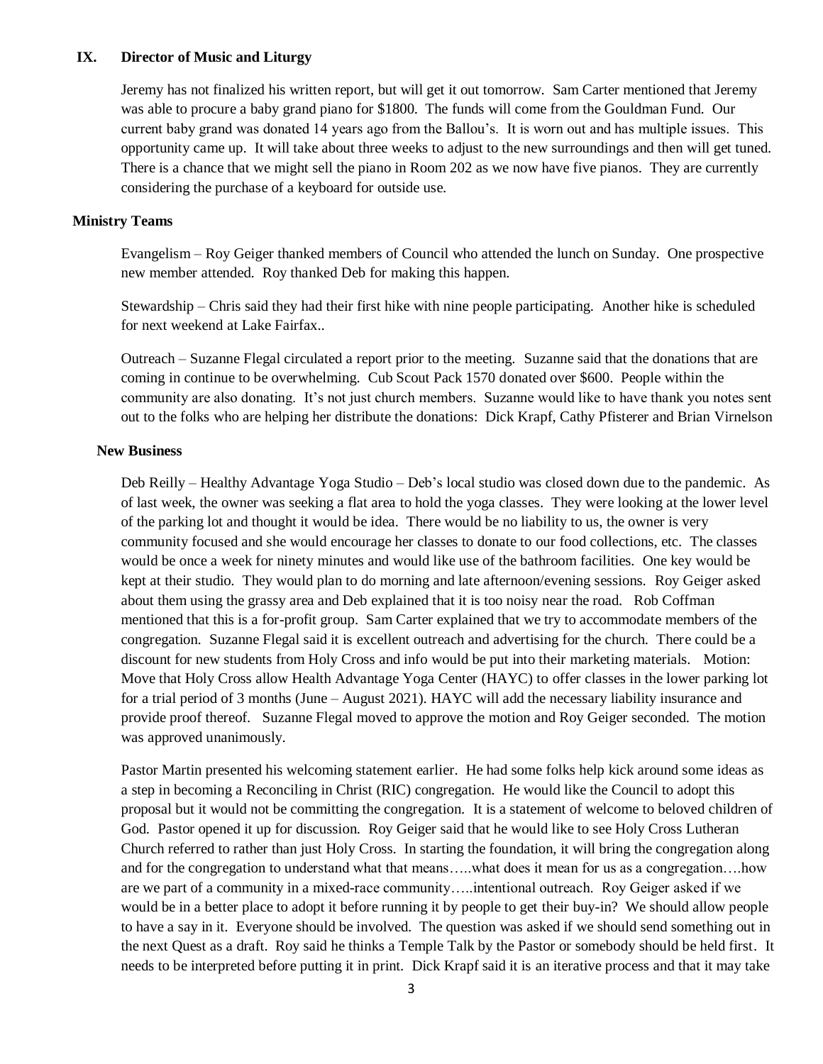## IX. Director of Music and Liturgy

Jeremy has not finalized his written report, but will get it out tomorrow. Sam Carter mentioned that Jeremy was able to procure a baby grand piano for $1800. The funds will come from the Gouldman Fund. Our current baby grand was donated 14 years ago from the Ballou's. It is worn out and has multiple issues. This opportunity came up. It will take about three weeks to adjust to the new surroundings and then will get tuned. There is a chance that we might sell the piano in Room 202 as we now have five pianos. They are currently considering the purchase of a keyboard for outside use.

## Ministry Teams

Evangelism – Roy Geiger thanked members of Council who attended the lunch on Sunday. One prospective new member attended. Roy thanked Deb for making this happen.

Stewardship – Chris said they had their first hike with nine people participating. Another hike is scheduled for next weekend at Lake Fairfax..

Outreach – Suzanne Flegal circulated a report prior to the meeting. Suzanne said that the donations that are coming in continue to be overwhelming. Cub Scout Pack 1570 donated over $600. People within the community are also donating. It's not just church members. Suzanne would like to have thank you notes sent out to the folks who are helping her distribute the donations: Dick Krapf, Cathy Pfisterer and Brian Virnelson

## New Business

Deb Reilly – Healthy Advantage Yoga Studio – Deb's local studio was closed down due to the pandemic. As of last week, the owner was seeking a flat area to hold the yoga classes. They were looking at the lower level of the parking lot and thought it would be idea. There would be no liability to us, the owner is very community focused and she would encourage her classes to donate to our food collections, etc. The classes would be once a week for ninety minutes and would like use of the bathroom facilities. One key would be kept at their studio. They would plan to do morning and late afternoon/evening sessions. Roy Geiger asked about them using the grassy area and Deb explained that it is too noisy near the road. Rob Coffman mentioned that this is a for-profit group. Sam Carter explained that we try to accommodate members of the congregation. Suzanne Flegal said it is excellent outreach and advertising for the church. There could be a discount for new students from Holy Cross and info would be put into their marketing materials. Motion: Move that Holy Cross allow Health Advantage Yoga Center (HAYC) to offer classes in the lower parking lot for a trial period of 3 months (June – August 2021). HAYC will add the necessary liability insurance and provide proof thereof. Suzanne Flegal moved to approve the motion and Roy Geiger seconded. The motion was approved unanimously.

Pastor Martin presented his welcoming statement earlier. He had some folks help kick around some ideas as a step in becoming a Reconciling in Christ (RIC) congregation. He would like the Council to adopt this proposal but it would not be committing the congregation. It is a statement of welcome to beloved children of God. Pastor opened it up for discussion. Roy Geiger said that he would like to see Holy Cross Lutheran Church referred to rather than just Holy Cross. In starting the foundation, it will bring the congregation along and for the congregation to understand what that means…..what does it mean for us as a congregation….how are we part of a community in a mixed-race community…..intentional outreach. Roy Geiger asked if we would be in a better place to adopt it before running it by people to get their buy-in? We should allow people to have a say in it. Everyone should be involved. The question was asked if we should send something out in the next Quest as a draft. Roy said he thinks a Temple Talk by the Pastor or somebody should be held first. It needs to be interpreted before putting it in print. Dick Krapf said it is an iterative process and that it may take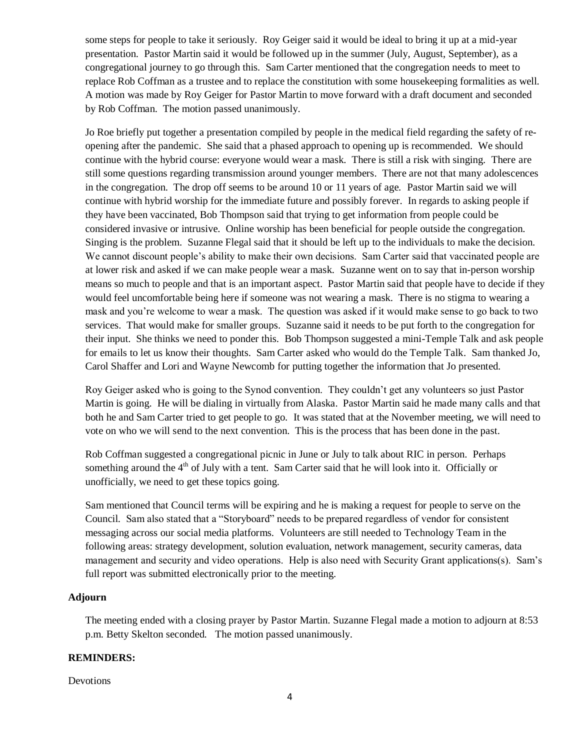some steps for people to take it seriously. Roy Geiger said it would be ideal to bring it up at a mid-year presentation. Pastor Martin said it would be followed up in the summer (July, August, September), as a congregational journey to go through this. Sam Carter mentioned that the congregation needs to meet to replace Rob Coffman as a trustee and to replace the constitution with some housekeeping formalities as well. A motion was made by Roy Geiger for Pastor Martin to move forward with a draft document and seconded by Rob Coffman. The motion passed unanimously.

Jo Roe briefly put together a presentation compiled by people in the medical field regarding the safety of re-opening after the pandemic. She said that a phased approach to opening up is recommended. We should continue with the hybrid course: everyone would wear a mask. There is still a risk with singing. There are still some questions regarding transmission around younger members. There are not that many adolescences in the congregation. The drop off seems to be around 10 or 11 years of age. Pastor Martin said we will continue with hybrid worship for the immediate future and possibly forever. In regards to asking people if they have been vaccinated, Bob Thompson said that trying to get information from people could be considered invasive or intrusive. Online worship has been beneficial for people outside the congregation. Singing is the problem. Suzanne Flegal said that it should be left up to the individuals to make the decision. We cannot discount people's ability to make their own decisions. Sam Carter said that vaccinated people are at lower risk and asked if we can make people wear a mask. Suzanne went on to say that in-person worship means so much to people and that is an important aspect. Pastor Martin said that people have to decide if they would feel uncomfortable being here if someone was not wearing a mask. There is no stigma to wearing a mask and you're welcome to wear a mask. The question was asked if it would make sense to go back to two services. That would make for smaller groups. Suzanne said it needs to be put forth to the congregation for their input. She thinks we need to ponder this. Bob Thompson suggested a mini-Temple Talk and ask people for emails to let us know their thoughts. Sam Carter asked who would do the Temple Talk. Sam thanked Jo, Carol Shaffer and Lori and Wayne Newcomb for putting together the information that Jo presented.

Roy Geiger asked who is going to the Synod convention. They couldn't get any volunteers so just Pastor Martin is going. He will be dialing in virtually from Alaska. Pastor Martin said he made many calls and that both he and Sam Carter tried to get people to go. It was stated that at the November meeting, we will need to vote on who we will send to the next convention. This is the process that has been done in the past.

Rob Coffman suggested a congregational picnic in June or July to talk about RIC in person. Perhaps something around the 4th of July with a tent. Sam Carter said that he will look into it. Officially or unofficially, we need to get these topics going.

Sam mentioned that Council terms will be expiring and he is making a request for people to serve on the Council. Sam also stated that a "Storyboard" needs to be prepared regardless of vendor for consistent messaging across our social media platforms. Volunteers are still needed to Technology Team in the following areas: strategy development, solution evaluation, network management, security cameras, data management and security and video operations. Help is also need with Security Grant applications(s). Sam's full report was submitted electronically prior to the meeting.

**Adjourn**

The meeting ended with a closing prayer by Pastor Martin. Suzanne Flegal made a motion to adjourn at 8:53 p.m. Betty Skelton seconded. The motion passed unanimously.

**REMINDERS:**

Devotions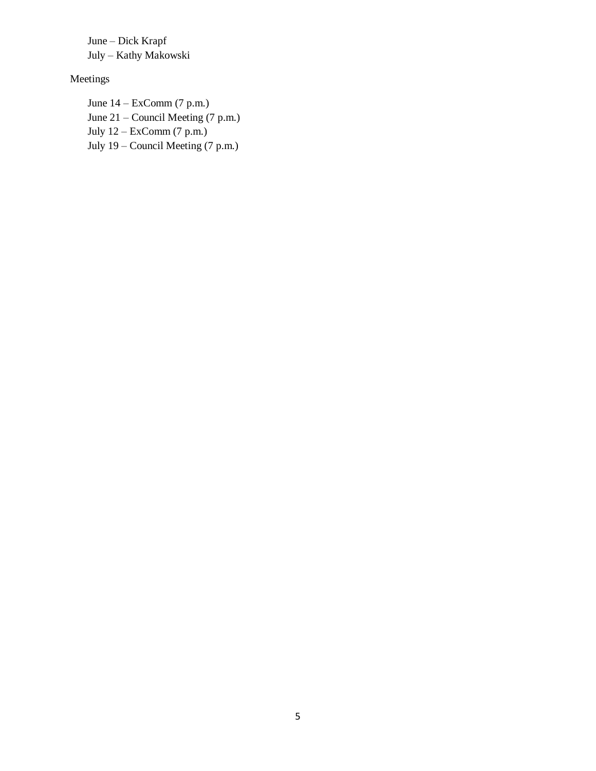June – Dick Krapf
July – Kathy Makowski

Meetings

June 14 – ExComm (7 p.m.)
June 21 – Council Meeting (7 p.m.)
July 12 – ExComm (7 p.m.)
July 19 – Council Meeting (7 p.m.)